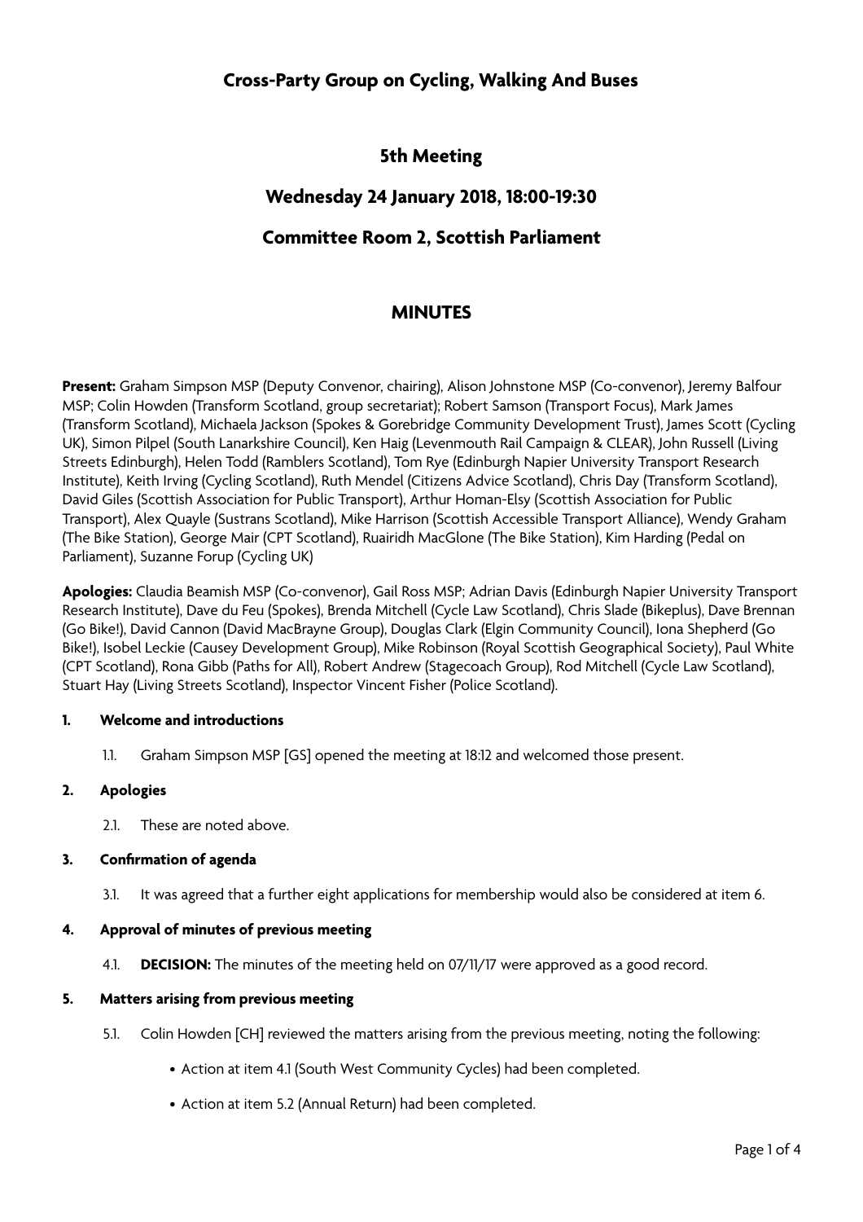# Cross-Party Group on Cycling, Walking And Buses

## 5th Meeting

## Wednesday 24 January 2018, 18:00-19:30

## Committee Room 2, Scottish Parliament

## MINUTES

**Present:** Graham Simpson MSP (Deputy Convenor, chairing), Alison Johnstone MSP (Co-convenor), Jeremy Balfour MSP; Colin Howden (Transform Scotland, group secretariat); Robert Samson (Transport Focus), Mark James (Transform Scotland), Michaela Jackson (Spokes & Gorebridge Community Development Trust), James Scott (Cycling UK), Simon Pilpel (South Lanarkshire Council), Ken Haig (Levenmouth Rail Campaign & CLEAR), John Russell (Living Streets Edinburgh), Helen Todd (Ramblers Scotland), Tom Rye (Edinburgh Napier University Transport Research Institute), Keith Irving (Cycling Scotland), Ruth Mendel (Citizens Advice Scotland), Chris Day (Transform Scotland), David Giles (Scottish Association for Public Transport), Arthur Homan-Elsy (Scottish Association for Public Transport), Alex Quayle (Sustrans Scotland), Mike Harrison (Scottish Accessible Transport Alliance), Wendy Graham (The Bike Station), George Mair (CPT Scotland), Ruairidh MacGlone (The Bike Station), Kim Harding (Pedal on Parliament), Suzanne Forup (Cycling UK)

**Apologies:** Claudia Beamish MSP (Co-convenor), Gail Ross MSP; Adrian Davis (Edinburgh Napier University Transport Research Institute), Dave du Feu (Spokes), Brenda Mitchell (Cycle Law Scotland), Chris Slade (Bikeplus), Dave Brennan (Go Bike!), David Cannon (David MacBrayne Group), Douglas Clark (Elgin Community Council), Iona Shepherd (Go Bike!), Isobel Leckie (Causey Development Group), Mike Robinson (Royal Scottish Geographical Society), Paul White (CPT Scotland), Rona Gibb (Paths for All), Robert Andrew (Stagecoach Group), Rod Mitchell (Cycle Law Scotland), Stuart Hay (Living Streets Scotland), Inspector Vincent Fisher (Police Scotland).

**1. Welcome and introductions**

1.1. Graham Simpson MSP [GS] opened the meeting at 18:12 and welcomed those present.

**2. Apologies**

2.1. These are noted above.

**3. Confirmation of agenda**

3.1. It was agreed that a further eight applications for membership would also be considered at item 6.

**4. Approval of minutes of previous meeting**

4.1. **DECISION:** The minutes of the meeting held on 07/11/17 were approved as a good record.

**5. Matters arising from previous meeting**

5.1. Colin Howden [CH] reviewed the matters arising from the previous meeting, noting the following:

- Action at item 4.1 (South West Community Cycles) had been completed.
- Action at item 5.2 (Annual Return) had been completed.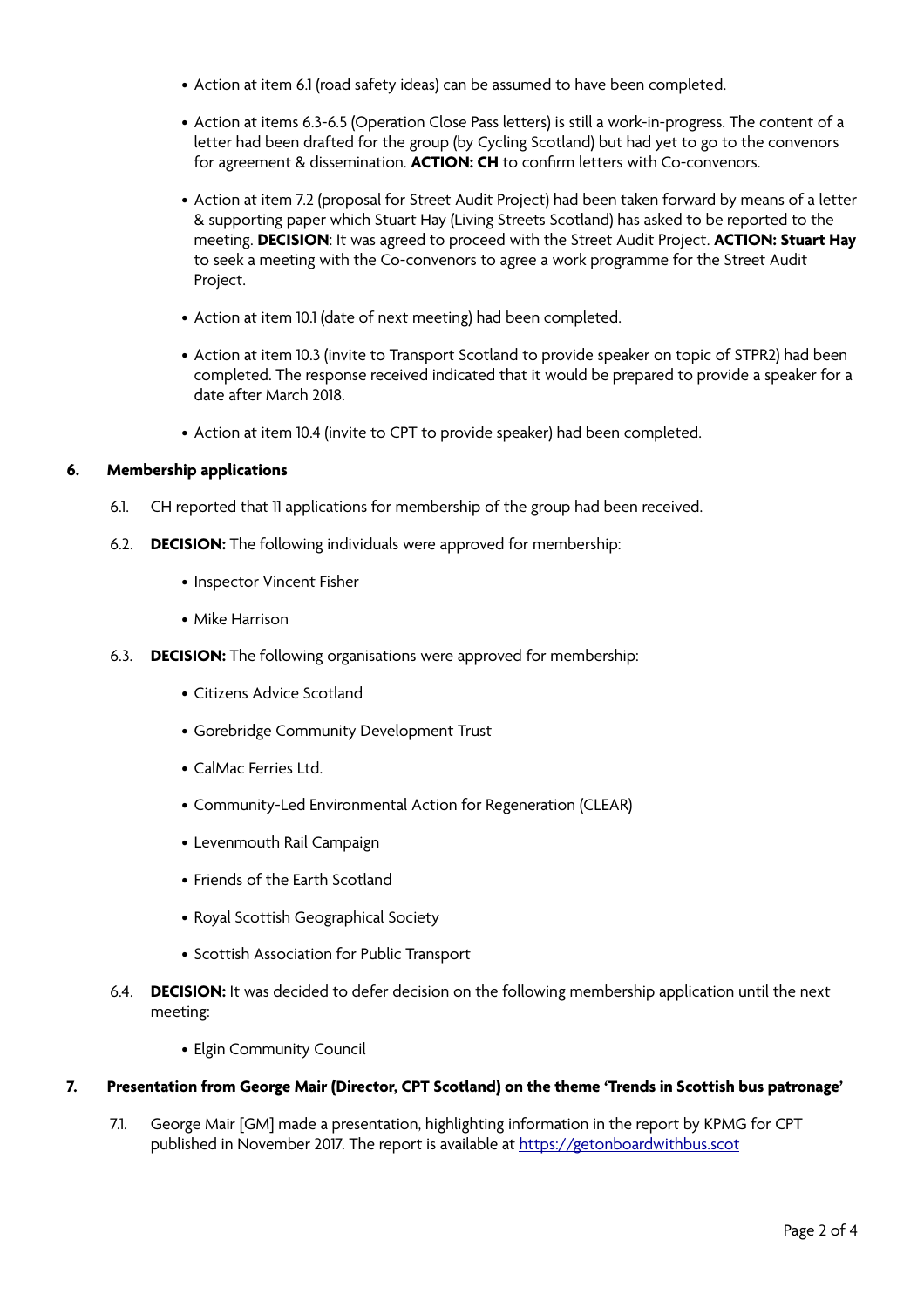- Action at item 6.1 (road safety ideas) can be assumed to have been completed.
- Action at items 6.3-6.5 (Operation Close Pass letters) is still a work-in-progress. The content of a letter had been drafted for the group (by Cycling Scotland) but had yet to go to the convenors for agreement & dissemination. **ACTION: CH** to confirm letters with Co-convenors.
- Action at item 7.2 (proposal for Street Audit Project) had been taken forward by means of a letter & supporting paper which Stuart Hay (Living Streets Scotland) has asked to be reported to the meeting. **DECISION**: It was agreed to proceed with the Street Audit Project. **ACTION: Stuart Hay** to seek a meeting with the Co-convenors to agree a work programme for the Street Audit Project.
- Action at item 10.1 (date of next meeting) had been completed.
- Action at item 10.3 (invite to Transport Scotland to provide speaker on topic of STPR2) had been completed. The response received indicated that it would be prepared to provide a speaker for a date after March 2018.
- Action at item 10.4 (invite to CPT to provide speaker) had been completed.

## 6. Membership applications

6.1. CH reported that 11 applications for membership of the group had been received.

6.2. **DECISION:** The following individuals were approved for membership:

- Inspector Vincent Fisher
- Mike Harrison

6.3. **DECISION:** The following organisations were approved for membership:

- Citizens Advice Scotland
- Gorebridge Community Development Trust
- CalMac Ferries Ltd.
- Community-Led Environmental Action for Regeneration (CLEAR)
- Levenmouth Rail Campaign
- Friends of the Earth Scotland
- Royal Scottish Geographical Society
- Scottish Association for Public Transport

6.4. **DECISION:** It was decided to defer decision on the following membership application until the next meeting:

- Elgin Community Council

## 7. Presentation from George Mair (Director, CPT Scotland) on the theme 'Trends in Scottish bus patronage'

7.1. George Mair [GM] made a presentation, highlighting information in the report by KPMG for CPT published in November 2017. The report is available at https://getonboardwithbus.scot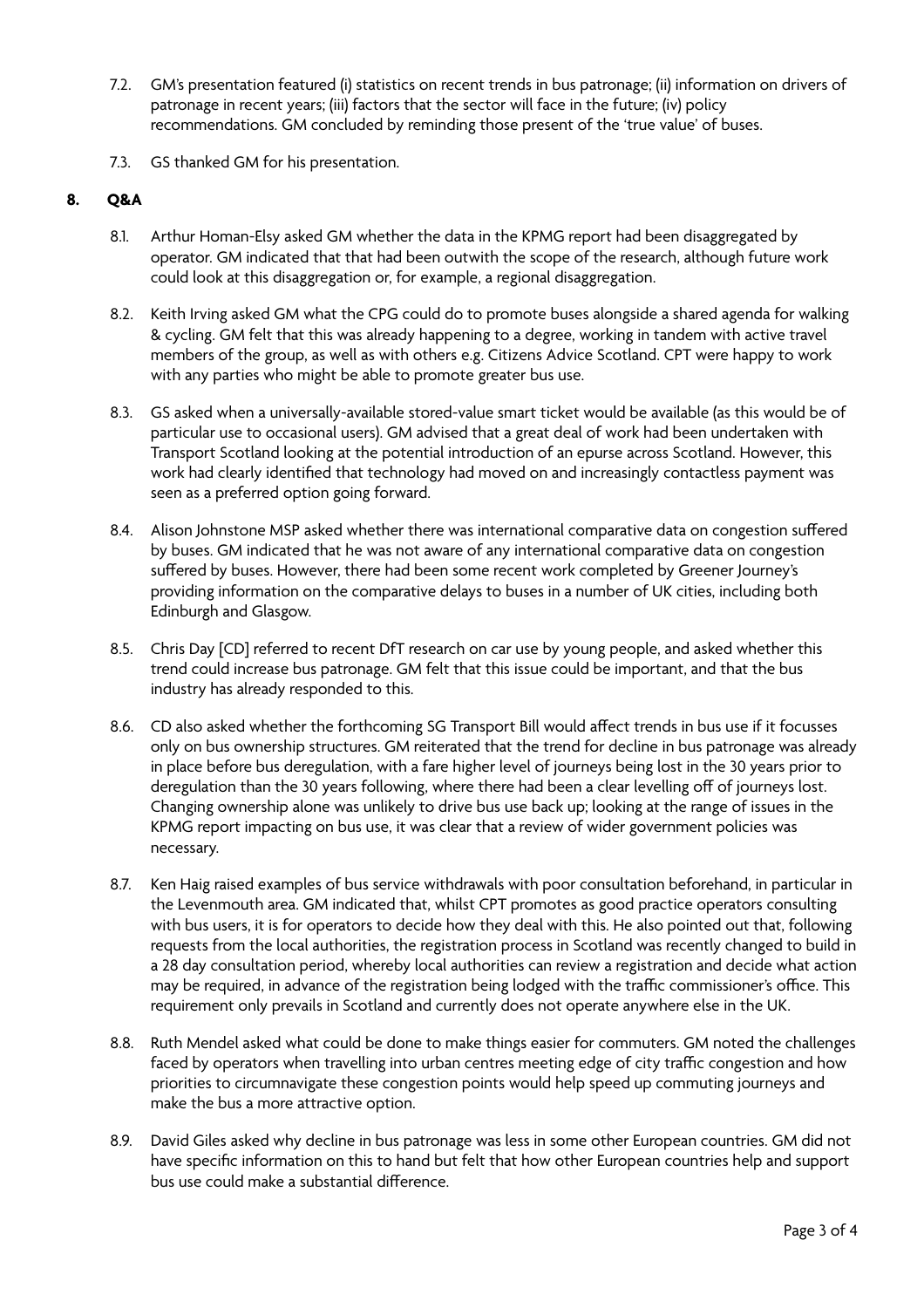7.2. GM's presentation featured (i) statistics on recent trends in bus patronage; (ii) information on drivers of patronage in recent years; (iii) factors that the sector will face in the future; (iv) policy recommendations. GM concluded by reminding those present of the 'true value' of buses.

7.3. GS thanked GM for his presentation.

## 8. Q&A

8.1. Arthur Homan-Elsy asked GM whether the data in the KPMG report had been disaggregated by operator. GM indicated that that had been outwith the scope of the research, although future work could look at this disaggregation or, for example, a regional disaggregation.

8.2. Keith Irving asked GM what the CPG could do to promote buses alongside a shared agenda for walking & cycling. GM felt that this was already happening to a degree, working in tandem with active travel members of the group, as well as with others e.g. Citizens Advice Scotland. CPT were happy to work with any parties who might be able to promote greater bus use.

8.3. GS asked when a universally-available stored-value smart ticket would be available (as this would be of particular use to occasional users). GM advised that a great deal of work had been undertaken with Transport Scotland looking at the potential introduction of an epurse across Scotland. However, this work had clearly identified that technology had moved on and increasingly contactless payment was seen as a preferred option going forward.

8.4. Alison Johnstone MSP asked whether there was international comparative data on congestion suffered by buses. GM indicated that he was not aware of any international comparative data on congestion suffered by buses. However, there had been some recent work completed by Greener Journey's providing information on the comparative delays to buses in a number of UK cities, including both Edinburgh and Glasgow.

8.5. Chris Day [CD] referred to recent DfT research on car use by young people, and asked whether this trend could increase bus patronage. GM felt that this issue could be important, and that the bus industry has already responded to this.

8.6. CD also asked whether the forthcoming SG Transport Bill would affect trends in bus use if it focusses only on bus ownership structures. GM reiterated that the trend for decline in bus patronage was already in place before bus deregulation, with a fare higher level of journeys being lost in the 30 years prior to deregulation than the 30 years following, where there had been a clear levelling off of journeys lost. Changing ownership alone was unlikely to drive bus use back up; looking at the range of issues in the KPMG report impacting on bus use, it was clear that a review of wider government policies was necessary.

8.7. Ken Haig raised examples of bus service withdrawals with poor consultation beforehand, in particular in the Levenmouth area. GM indicated that, whilst CPT promotes as good practice operators consulting with bus users, it is for operators to decide how they deal with this. He also pointed out that, following requests from the local authorities, the registration process in Scotland was recently changed to build in a 28 day consultation period, whereby local authorities can review a registration and decide what action may be required, in advance of the registration being lodged with the traffic commissioner's office. This requirement only prevails in Scotland and currently does not operate anywhere else in the UK.

8.8. Ruth Mendel asked what could be done to make things easier for commuters. GM noted the challenges faced by operators when travelling into urban centres meeting edge of city traffic congestion and how priorities to circumnavigate these congestion points would help speed up commuting journeys and make the bus a more attractive option.

8.9. David Giles asked why decline in bus patronage was less in some other European countries. GM did not have specific information on this to hand but felt that how other European countries help and support bus use could make a substantial difference.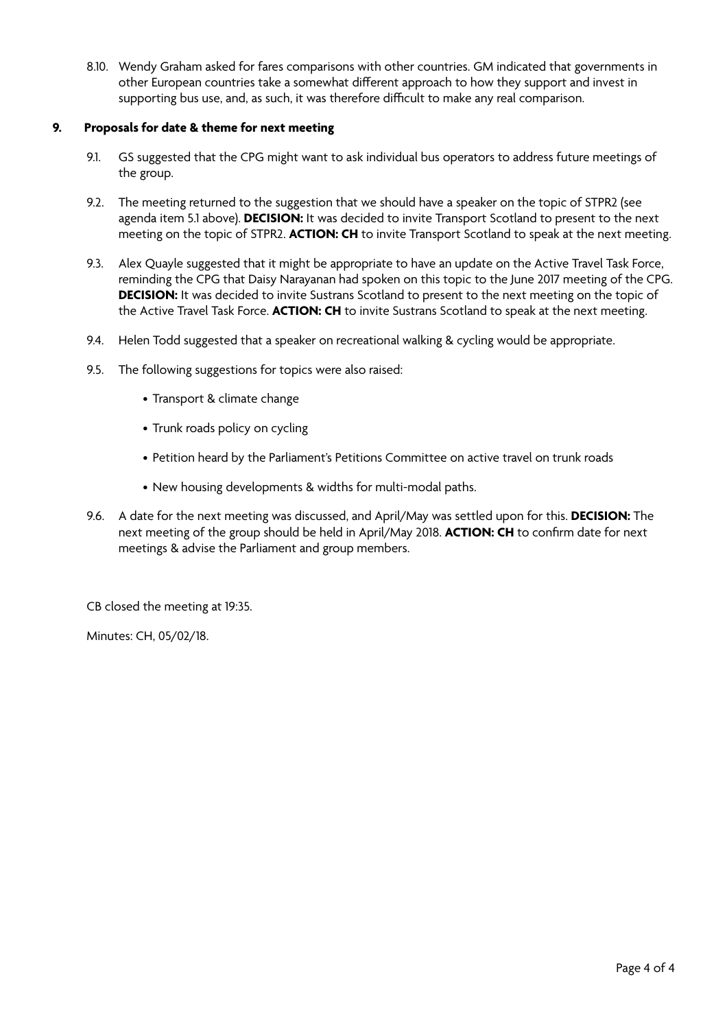8.10. Wendy Graham asked for fares comparisons with other countries. GM indicated that governments in other European countries take a somewhat different approach to how they support and invest in supporting bus use, and, as such, it was therefore difficult to make any real comparison.

## 9. Proposals for date & theme for next meeting

9.1. GS suggested that the CPG might want to ask individual bus operators to address future meetings of the group.

9.2. The meeting returned to the suggestion that we should have a speaker on the topic of STPR2 (see agenda item 5.1 above). **DECISION:** It was decided to invite Transport Scotland to present to the next meeting on the topic of STPR2. **ACTION: CH** to invite Transport Scotland to speak at the next meeting.

9.3. Alex Quayle suggested that it might be appropriate to have an update on the Active Travel Task Force, reminding the CPG that Daisy Narayanan had spoken on this topic to the June 2017 meeting of the CPG. **DECISION:** It was decided to invite Sustrans Scotland to present to the next meeting on the topic of the Active Travel Task Force. **ACTION: CH** to invite Sustrans Scotland to speak at the next meeting.

9.4. Helen Todd suggested that a speaker on recreational walking & cycling would be appropriate.

9.5. The following suggestions for topics were also raised:

- Transport & climate change
- Trunk roads policy on cycling
- Petition heard by the Parliament's Petitions Committee on active travel on trunk roads
- New housing developments & widths for multi-modal paths.

9.6. A date for the next meeting was discussed, and April/May was settled upon for this. **DECISION:** The next meeting of the group should be held in April/May 2018. **ACTION: CH** to confirm date for next meetings & advise the Parliament and group members.

CB closed the meeting at 19:35.

Minutes: CH, 05/02/18.